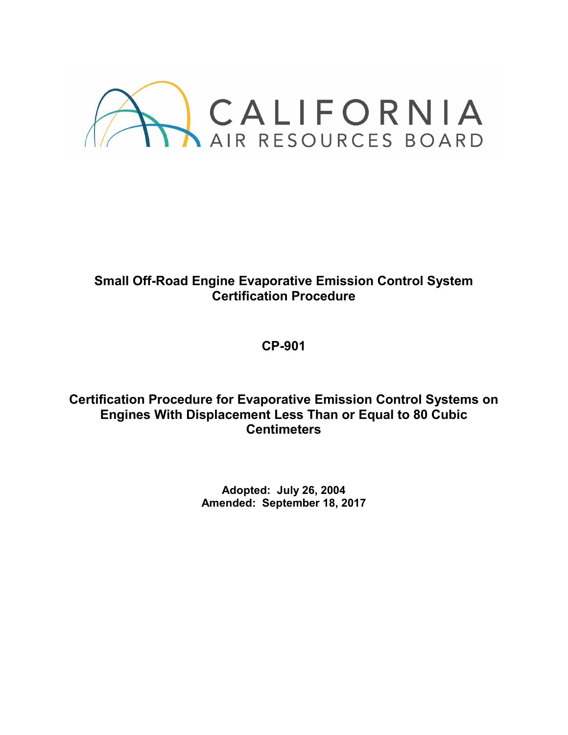CALIFORNIA
AIR RESOURCES BOARD

# Small Off-Road Engine Evaporative Emission Control System Certification Procedure

## CP-901

## Certification Procedure for Evaporative Emission Control Systems on Engines With Displacement Less Than or Equal to 80 Cubic Centimeters

**Adopted: July 26, 2004**
**Amended: September 18, 2017**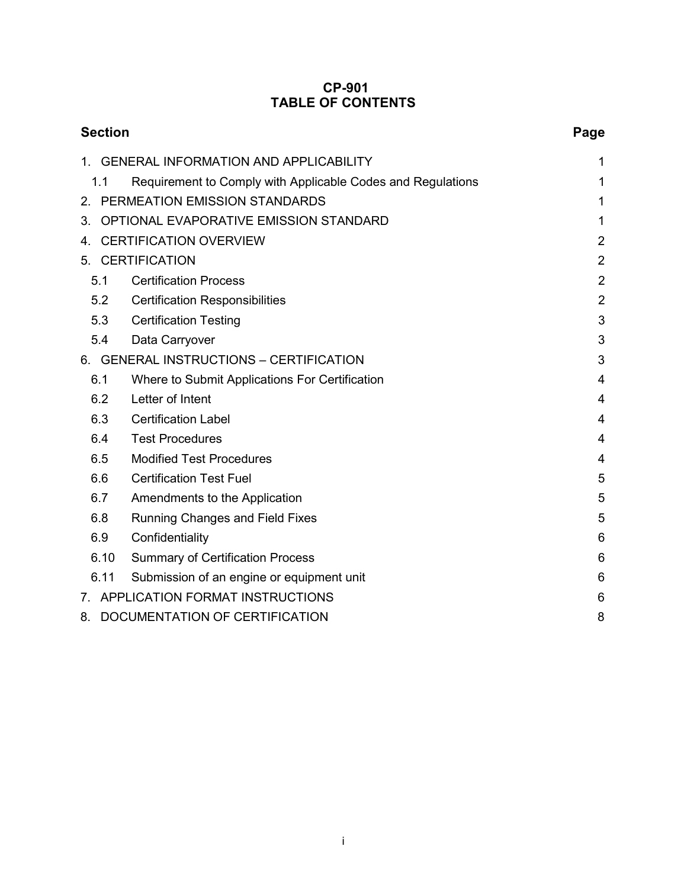# CP-901
# TABLE OF CONTENTS

| Section | Page |
| --- | --- |
| 1. GENERAL INFORMATION AND APPLICABILITY | 1 |
| 1.1 Requirement to Comply with Applicable Codes and Regulations | 1 |
| 2. PERMEATION EMISSION STANDARDS | 1 |
| 3. OPTIONAL EVAPORATIVE EMISSION STANDARD | 1 |
| 4. CERTIFICATION OVERVIEW | 2 |
| 5. CERTIFICATION | 2 |
| 5.1 Certification Process | 2 |
| 5.2 Certification Responsibilities | 2 |
| 5.3 Certification Testing | 3 |
| 5.4 Data Carryover | 3 |
| 6. GENERAL INSTRUCTIONS – CERTIFICATION | 3 |
| 6.1 Where to Submit Applications For Certification | 4 |
| 6.2 Letter of Intent | 4 |
| 6.3 Certification Label | 4 |
| 6.4 Test Procedures | 4 |
| 6.5 Modified Test Procedures | 4 |
| 6.6 Certification Test Fuel | 5 |
| 6.7 Amendments to the Application | 5 |
| 6.8 Running Changes and Field Fixes | 5 |
| 6.9 Confidentiality | 6 |
| 6.10 Summary of Certification Process | 6 |
| 6.11 Submission of an engine or equipment unit | 6 |
| 7. APPLICATION FORMAT INSTRUCTIONS | 6 |
| 8. DOCUMENTATION OF CERTIFICATION | 8 |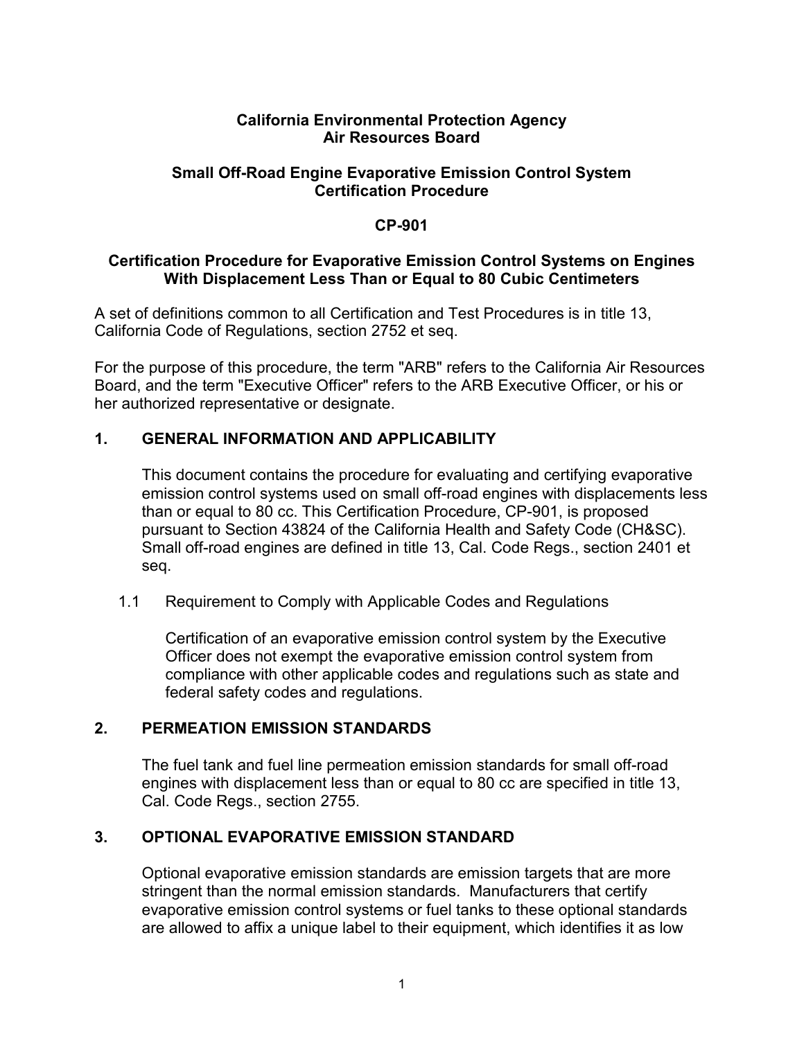**California Environmental Protection Agency**
**Air Resources Board**

**Small Off-Road Engine Evaporative Emission Control System Certification Procedure**

**CP-901**

**Certification Procedure for Evaporative Emission Control Systems on Engines With Displacement Less Than or Equal to 80 Cubic Centimeters**

A set of definitions common to all Certification and Test Procedures is in title 13, California Code of Regulations, section 2752 et seq.

For the purpose of this procedure, the term "ARB" refers to the California Air Resources Board, and the term "Executive Officer" refers to the ARB Executive Officer, or his or her authorized representative or designate.

## 1. GENERAL INFORMATION AND APPLICABILITY

This document contains the procedure for evaluating and certifying evaporative emission control systems used on small off-road engines with displacements less than or equal to 80 cc. This Certification Procedure, CP-901, is proposed pursuant to Section 43824 of the California Health and Safety Code (CH&SC). Small off-road engines are defined in title 13, Cal. Code Regs., section 2401 et seq.

### 1.1 Requirement to Comply with Applicable Codes and Regulations

Certification of an evaporative emission control system by the Executive Officer does not exempt the evaporative emission control system from compliance with other applicable codes and regulations such as state and federal safety codes and regulations.

## 2. PERMEATION EMISSION STANDARDS

The fuel tank and fuel line permeation emission standards for small off-road engines with displacement less than or equal to 80 cc are specified in title 13, Cal. Code Regs., section 2755.

## 3. OPTIONAL EVAPORATIVE EMISSION STANDARD

Optional evaporative emission standards are emission targets that are more stringent than the normal emission standards. Manufacturers that certify evaporative emission control systems or fuel tanks to these optional standards are allowed to affix a unique label to their equipment, which identifies it as low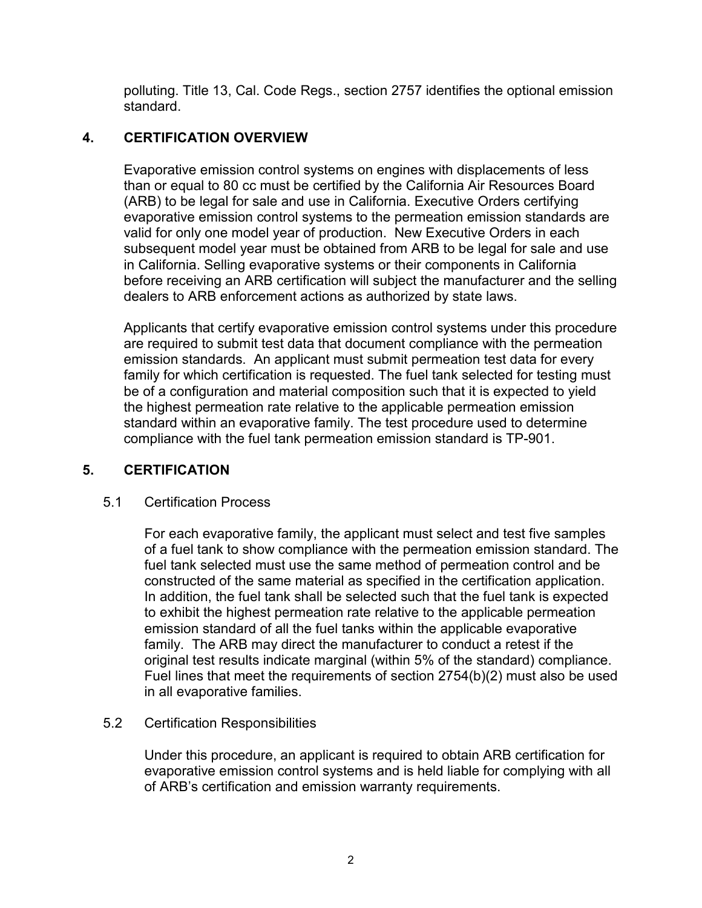polluting. Title 13, Cal. Code Regs., section 2757 identifies the optional emission standard.

## 4. CERTIFICATION OVERVIEW

Evaporative emission control systems on engines with displacements of less than or equal to 80 cc must be certified by the California Air Resources Board (ARB) to be legal for sale and use in California. Executive Orders certifying evaporative emission control systems to the permeation emission standards are valid for only one model year of production. New Executive Orders in each subsequent model year must be obtained from ARB to be legal for sale and use in California. Selling evaporative systems or their components in California before receiving an ARB certification will subject the manufacturer and the selling dealers to ARB enforcement actions as authorized by state laws.

Applicants that certify evaporative emission control systems under this procedure are required to submit test data that document compliance with the permeation emission standards. An applicant must submit permeation test data for every family for which certification is requested. The fuel tank selected for testing must be of a configuration and material composition such that it is expected to yield the highest permeation rate relative to the applicable permeation emission standard within an evaporative family. The test procedure used to determine compliance with the fuel tank permeation emission standard is TP-901.

## 5. CERTIFICATION

### 5.1 Certification Process

For each evaporative family, the applicant must select and test five samples of a fuel tank to show compliance with the permeation emission standard. The fuel tank selected must use the same method of permeation control and be constructed of the same material as specified in the certification application. In addition, the fuel tank shall be selected such that the fuel tank is expected to exhibit the highest permeation rate relative to the applicable permeation emission standard of all the fuel tanks within the applicable evaporative family. The ARB may direct the manufacturer to conduct a retest if the original test results indicate marginal (within 5% of the standard) compliance. Fuel lines that meet the requirements of section 2754(b)(2) must also be used in all evaporative families.

### 5.2 Certification Responsibilities

Under this procedure, an applicant is required to obtain ARB certification for evaporative emission control systems and is held liable for complying with all of ARB's certification and emission warranty requirements.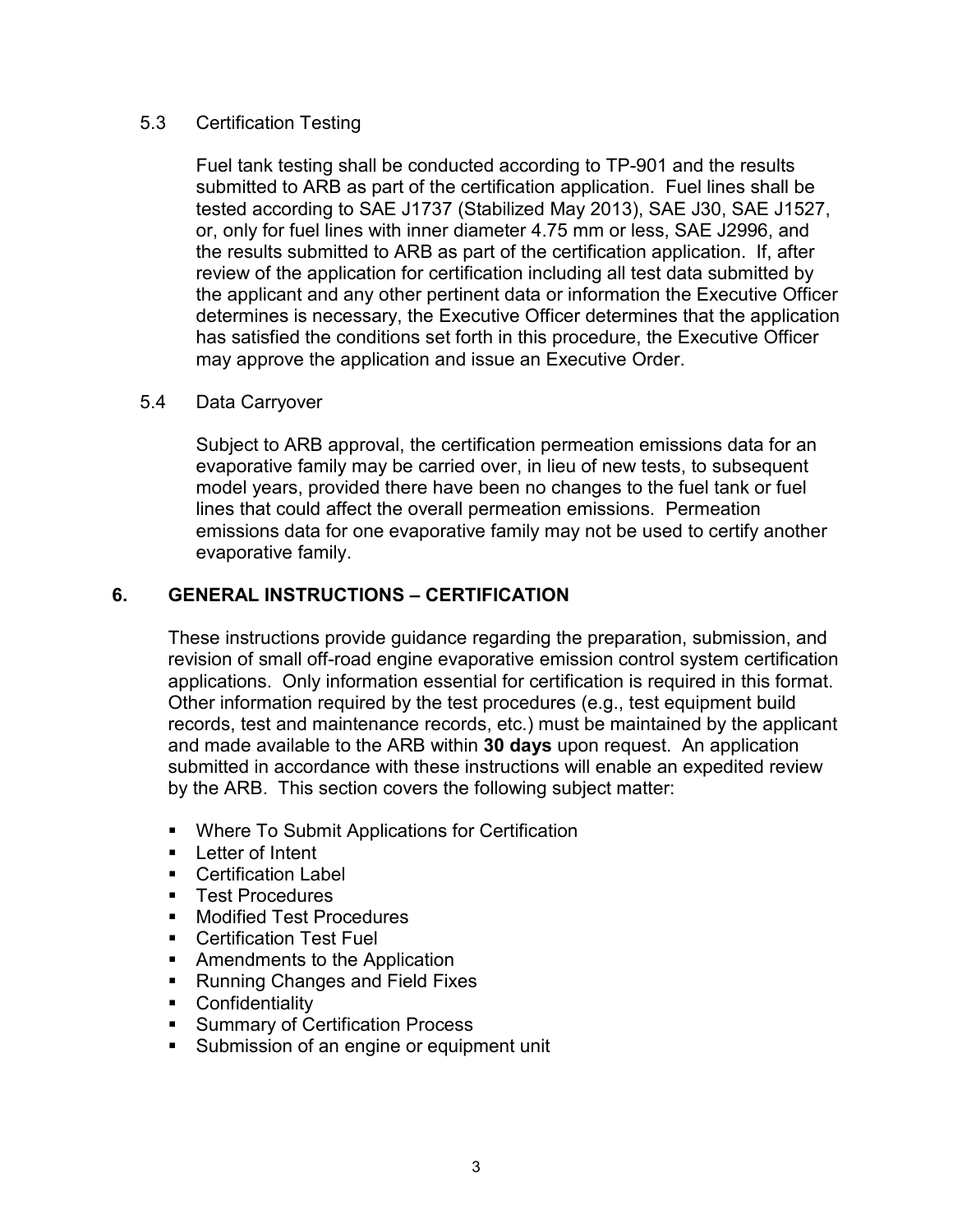### 5.3 Certification Testing

Fuel tank testing shall be conducted according to TP-901 and the results submitted to ARB as part of the certification application. Fuel lines shall be tested according to SAE J1737 (Stabilized May 2013), SAE J30, SAE J1527, or, only for fuel lines with inner diameter 4.75 mm or less, SAE J2996, and the results submitted to ARB as part of the certification application. If, after review of the application for certification including all test data submitted by the applicant and any other pertinent data or information the Executive Officer determines is necessary, the Executive Officer determines that the application has satisfied the conditions set forth in this procedure, the Executive Officer may approve the application and issue an Executive Order.

### 5.4 Data Carryover

Subject to ARB approval, the certification permeation emissions data for an evaporative family may be carried over, in lieu of new tests, to subsequent model years, provided there have been no changes to the fuel tank or fuel lines that could affect the overall permeation emissions. Permeation emissions data for one evaporative family may not be used to certify another evaporative family.

## 6. GENERAL INSTRUCTIONS – CERTIFICATION

These instructions provide guidance regarding the preparation, submission, and revision of small off-road engine evaporative emission control system certification applications. Only information essential for certification is required in this format. Other information required by the test procedures (e.g., test equipment build records, test and maintenance records, etc.) must be maintained by the applicant and made available to the ARB within **30 days** upon request. An application submitted in accordance with these instructions will enable an expedited review by the ARB. This section covers the following subject matter:

- Where To Submit Applications for Certification
- Letter of Intent
- Certification Label
- Test Procedures
- Modified Test Procedures
- Certification Test Fuel
- Amendments to the Application
- Running Changes and Field Fixes
- Confidentiality
- Summary of Certification Process
- Submission of an engine or equipment unit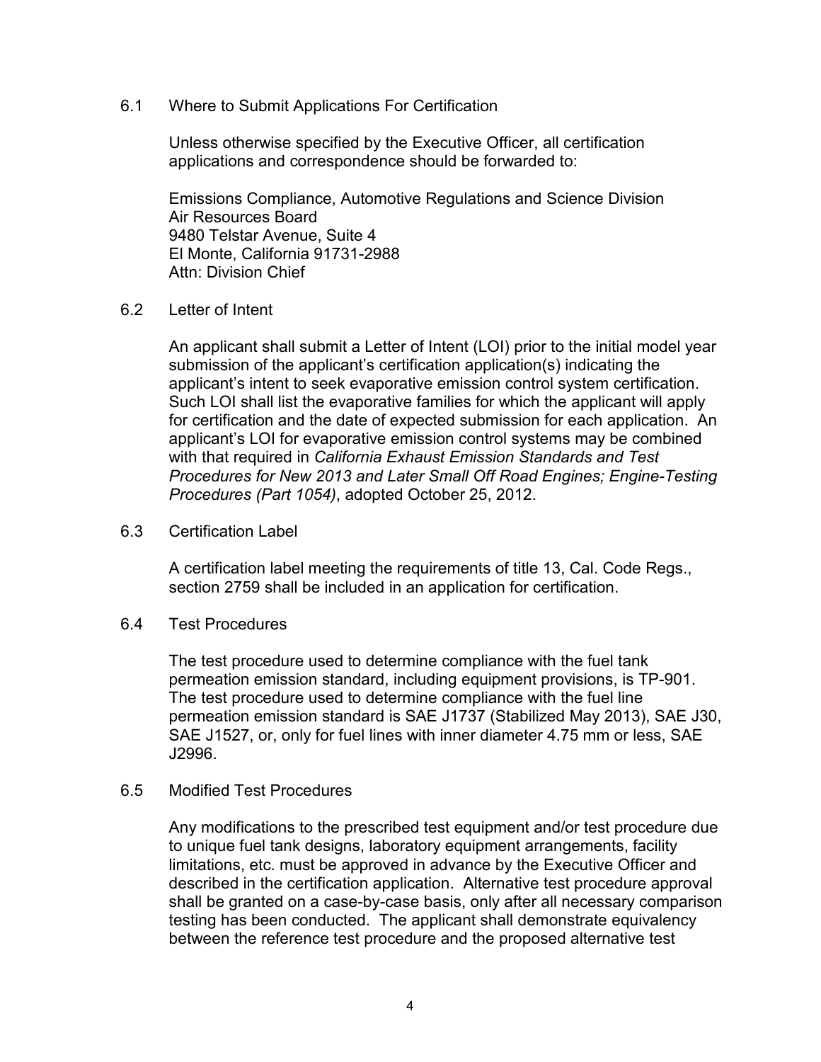### 6.1 Where to Submit Applications For Certification

Unless otherwise specified by the Executive Officer, all certification applications and correspondence should be forwarded to:

Emissions Compliance, Automotive Regulations and Science Division
Air Resources Board
9480 Telstar Avenue, Suite 4
El Monte, California 91731-2988
Attn: Division Chief

### 6.2 Letter of Intent

An applicant shall submit a Letter of Intent (LOI) prior to the initial model year submission of the applicant's certification application(s) indicating the applicant's intent to seek evaporative emission control system certification. Such LOI shall list the evaporative families for which the applicant will apply for certification and the date of expected submission for each application. An applicant's LOI for evaporative emission control systems may be combined with that required in *California Exhaust Emission Standards and Test Procedures for New 2013 and Later Small Off Road Engines; Engine-Testing Procedures (Part 1054)*, adopted October 25, 2012.

### 6.3 Certification Label

A certification label meeting the requirements of title 13, Cal. Code Regs., section 2759 shall be included in an application for certification.

### 6.4 Test Procedures

The test procedure used to determine compliance with the fuel tank permeation emission standard, including equipment provisions, is TP-901. The test procedure used to determine compliance with the fuel line permeation emission standard is SAE J1737 (Stabilized May 2013), SAE J30, SAE J1527, or, only for fuel lines with inner diameter 4.75 mm or less, SAE J2996.

### 6.5 Modified Test Procedures

Any modifications to the prescribed test equipment and/or test procedure due to unique fuel tank designs, laboratory equipment arrangements, facility limitations, etc. must be approved in advance by the Executive Officer and described in the certification application. Alternative test procedure approval shall be granted on a case-by-case basis, only after all necessary comparison testing has been conducted. The applicant shall demonstrate equivalency between the reference test procedure and the proposed alternative test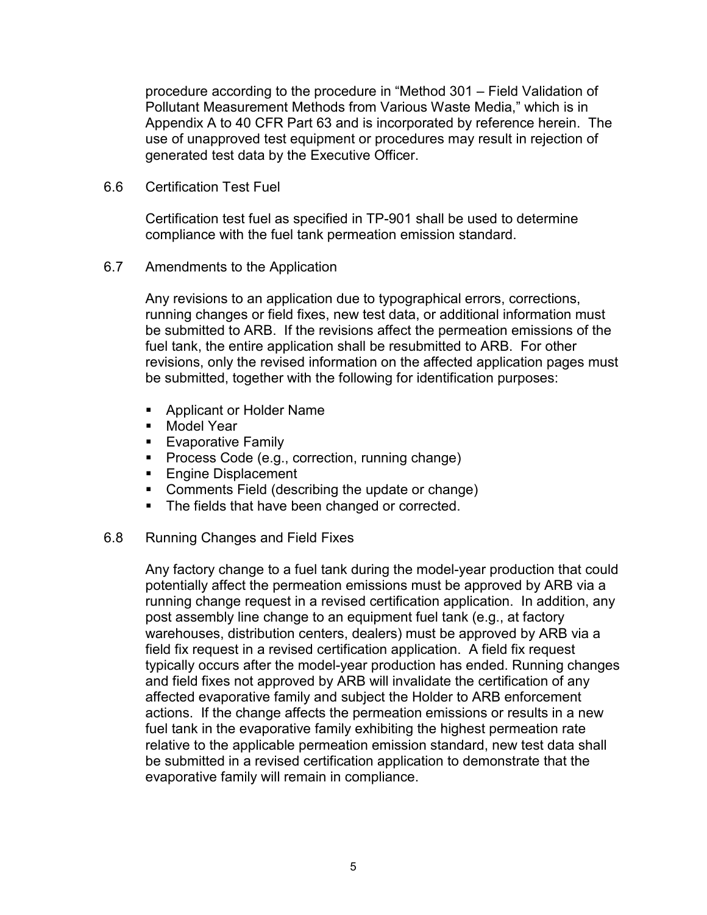procedure according to the procedure in "Method 301 – Field Validation of Pollutant Measurement Methods from Various Waste Media," which is in Appendix A to 40 CFR Part 63 and is incorporated by reference herein. The use of unapproved test equipment or procedures may result in rejection of generated test data by the Executive Officer.

### 6.6 Certification Test Fuel

Certification test fuel as specified in TP-901 shall be used to determine compliance with the fuel tank permeation emission standard.

### 6.7 Amendments to the Application

Any revisions to an application due to typographical errors, corrections, running changes or field fixes, new test data, or additional information must be submitted to ARB. If the revisions affect the permeation emissions of the fuel tank, the entire application shall be resubmitted to ARB. For other revisions, only the revised information on the affected application pages must be submitted, together with the following for identification purposes:

- Applicant or Holder Name
- Model Year
- Evaporative Family
- Process Code (e.g., correction, running change)
- Engine Displacement
- Comments Field (describing the update or change)
- The fields that have been changed or corrected.

### 6.8 Running Changes and Field Fixes

Any factory change to a fuel tank during the model-year production that could potentially affect the permeation emissions must be approved by ARB via a running change request in a revised certification application. In addition, any post assembly line change to an equipment fuel tank (e.g., at factory warehouses, distribution centers, dealers) must be approved by ARB via a field fix request in a revised certification application. A field fix request typically occurs after the model-year production has ended. Running changes and field fixes not approved by ARB will invalidate the certification of any affected evaporative family and subject the Holder to ARB enforcement actions. If the change affects the permeation emissions or results in a new fuel tank in the evaporative family exhibiting the highest permeation rate relative to the applicable permeation emission standard, new test data shall be submitted in a revised certification application to demonstrate that the evaporative family will remain in compliance.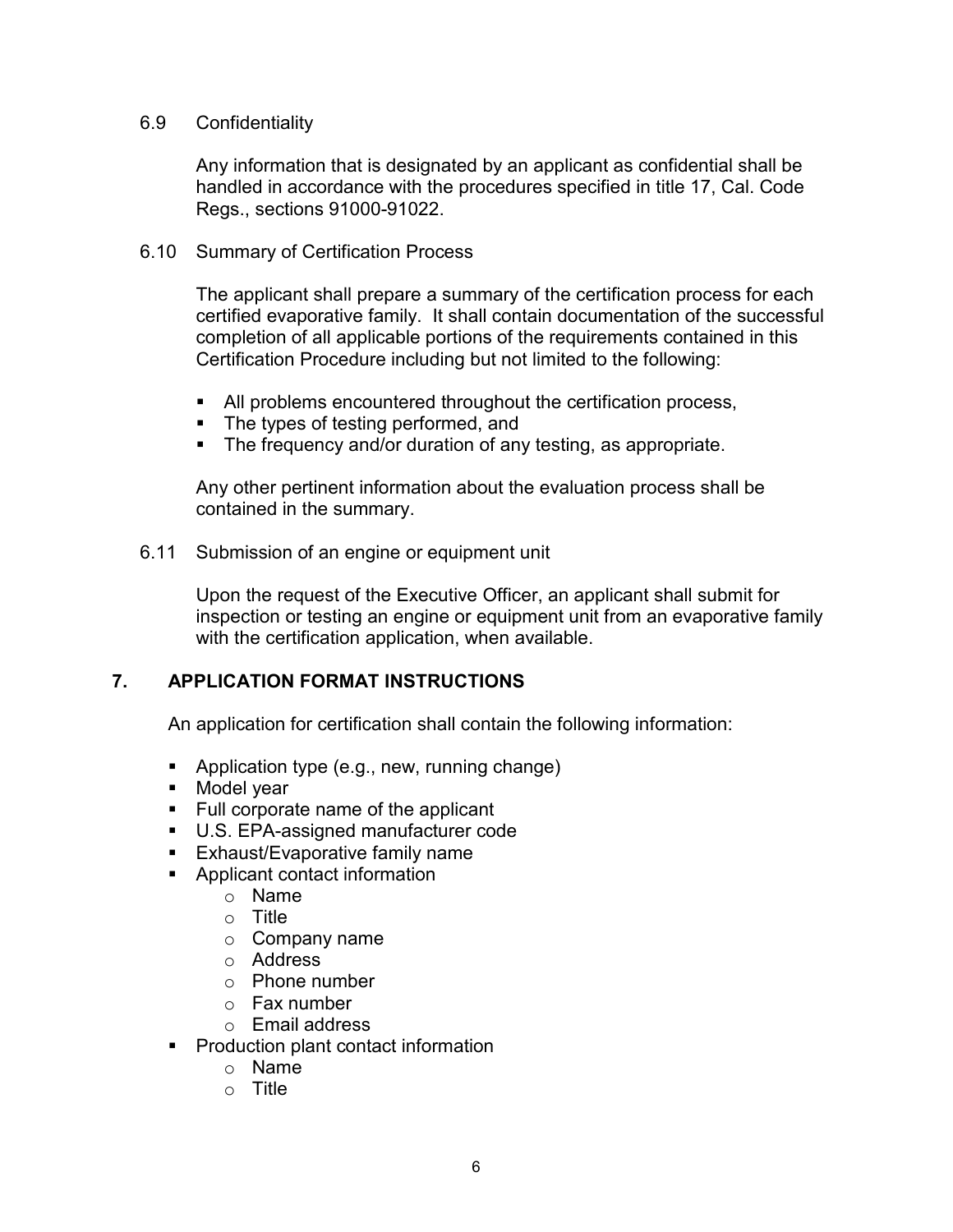6.9 Confidentiality

Any information that is designated by an applicant as confidential shall be handled in accordance with the procedures specified in title 17, Cal. Code Regs., sections 91000-91022.

6.10 Summary of Certification Process

The applicant shall prepare a summary of the certification process for each certified evaporative family. It shall contain documentation of the successful completion of all applicable portions of the requirements contained in this Certification Procedure including but not limited to the following:

- All problems encountered throughout the certification process,
- The types of testing performed, and
- The frequency and/or duration of any testing, as appropriate.

Any other pertinent information about the evaluation process shall be contained in the summary.

6.11 Submission of an engine or equipment unit

Upon the request of the Executive Officer, an applicant shall submit for inspection or testing an engine or equipment unit from an evaporative family with the certification application, when available.

## 7. APPLICATION FORMAT INSTRUCTIONS

An application for certification shall contain the following information:

- Application type (e.g., new, running change)
- Model year
- Full corporate name of the applicant
- U.S. EPA-assigned manufacturer code
- Exhaust/Evaporative family name
- Applicant contact information
  - Name
  - Title
  - Company name
  - Address
  - Phone number
  - Fax number
  - Email address
- Production plant contact information
  - Name
  - Title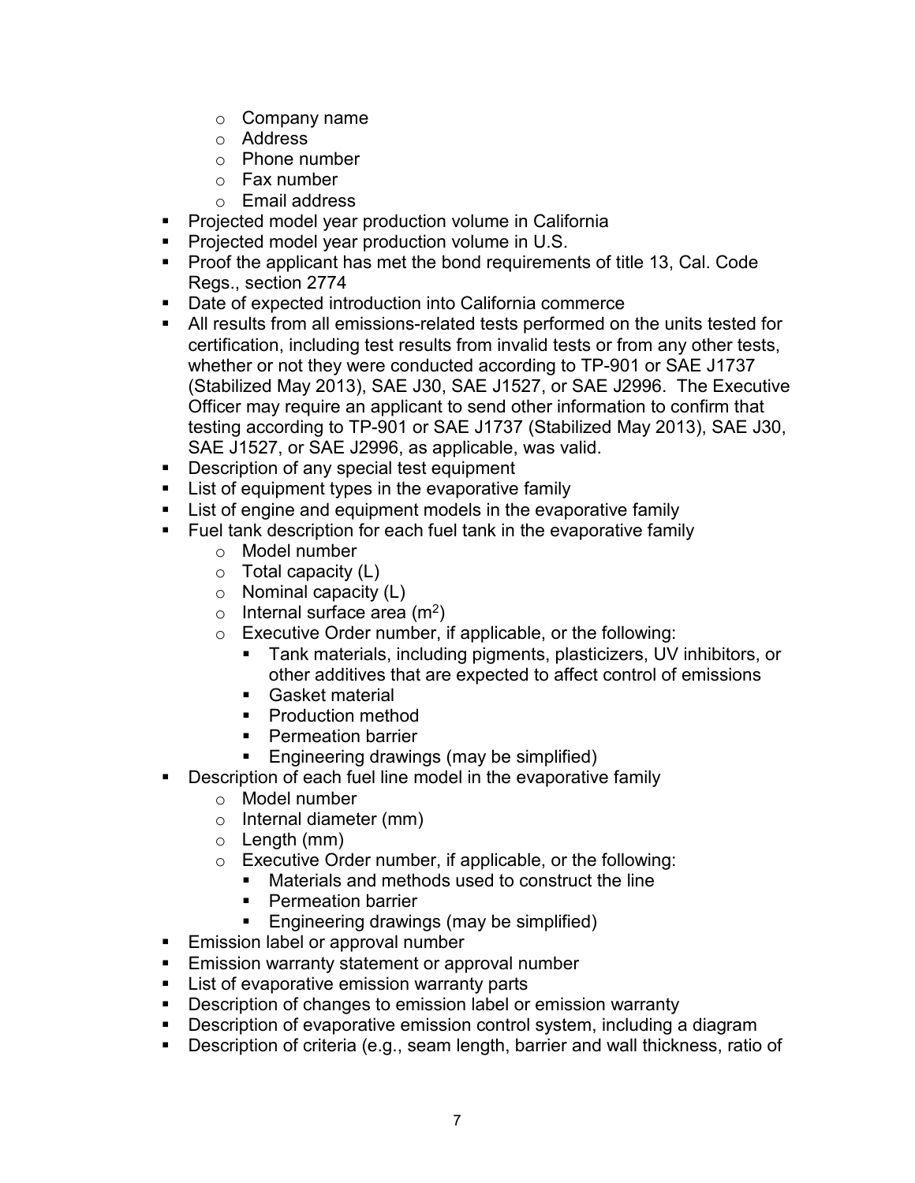- Company name
    - Address
    - Phone number
    - Fax number
    - Email address
- Projected model year production volume in California
- Projected model year production volume in U.S.
- Proof the applicant has met the bond requirements of title 13, Cal. Code Regs., section 2774
- Date of expected introduction into California commerce
- All results from all emissions-related tests performed on the units tested for certification, including test results from invalid tests or from any other tests, whether or not they were conducted according to TP-901 or SAE J1737 (Stabilized May 2013), SAE J30, SAE J1527, or SAE J2996. The Executive Officer may require an applicant to send other information to confirm that testing according to TP-901 or SAE J1737 (Stabilized May 2013), SAE J30, SAE J1527, or SAE J2996, as applicable, was valid.
- Description of any special test equipment
- List of equipment types in the evaporative family
- List of engine and equipment models in the evaporative family
- Fuel tank description for each fuel tank in the evaporative family
    - Model number
    - Total capacity (L)
    - Nominal capacity (L)
    - Internal surface area ($m^2$)
    - Executive Order number, if applicable, or the following:
        - Tank materials, including pigments, plasticizers, UV inhibitors, or other additives that are expected to affect control of emissions
        - Gasket material
        - Production method
        - Permeation barrier
        - Engineering drawings (may be simplified)
- Description of each fuel line model in the evaporative family
    - Model number
    - Internal diameter (mm)
    - Length (mm)
    - Executive Order number, if applicable, or the following:
        - Materials and methods used to construct the line
        - Permeation barrier
        - Engineering drawings (may be simplified)
- Emission label or approval number
- Emission warranty statement or approval number
- List of evaporative emission warranty parts
- Description of changes to emission label or emission warranty
- Description of evaporative emission control system, including a diagram
- Description of criteria (e.g., seam length, barrier and wall thickness, ratio of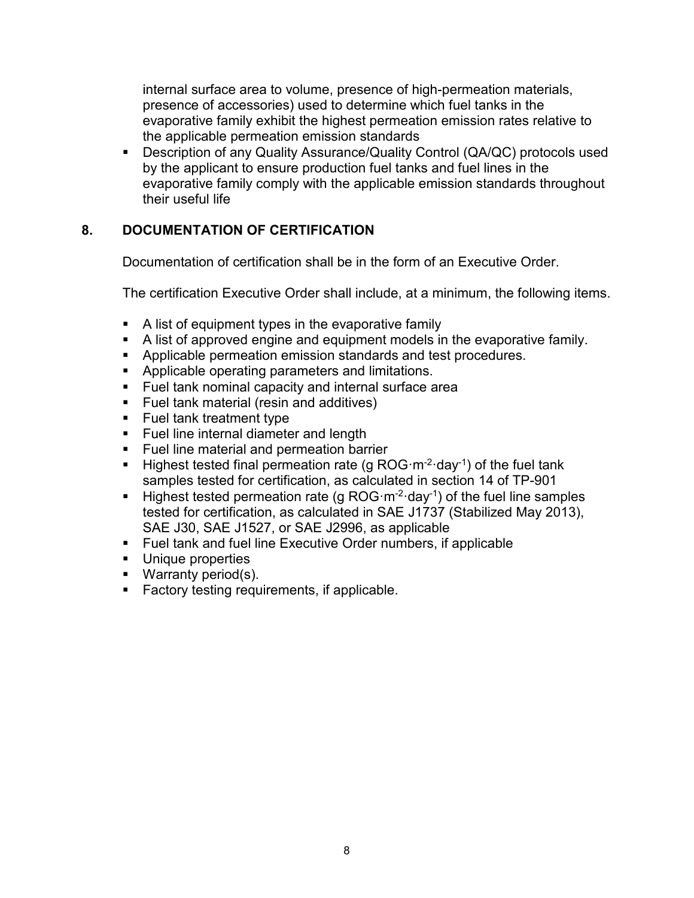internal surface area to volume, presence of high-permeation materials, presence of accessories) used to determine which fuel tanks in the evaporative family exhibit the highest permeation emission rates relative to the applicable permeation emission standards

- Description of any Quality Assurance/Quality Control (QA/QC) protocols used by the applicant to ensure production fuel tanks and fuel lines in the evaporative family comply with the applicable emission standards throughout their useful life

## 8. DOCUMENTATION OF CERTIFICATION

Documentation of certification shall be in the form of an Executive Order.

The certification Executive Order shall include, at a minimum, the following items.

- A list of equipment types in the evaporative family
- A list of approved engine and equipment models in the evaporative family.
- Applicable permeation emission standards and test procedures.
- Applicable operating parameters and limitations.
- Fuel tank nominal capacity and internal surface area
- Fuel tank material (resin and additives)
- Fuel tank treatment type
- Fuel line internal diameter and length
- Fuel line material and permeation barrier
- Highest tested final permeation rate (g $ROG \cdot m^{-2} \cdot day^{-1}$) of the fuel tank samples tested for certification, as calculated in section 14 of TP-901
- Highest tested permeation rate (g $ROG \cdot m^{-2} \cdot day^{-1}$) of the fuel line samples tested for certification, as calculated in SAE J1737 (Stabilized May 2013), SAE J30, SAE J1527, or SAE J2996, as applicable
- Fuel tank and fuel line Executive Order numbers, if applicable
- Unique properties
- Warranty period(s).
- Factory testing requirements, if applicable.